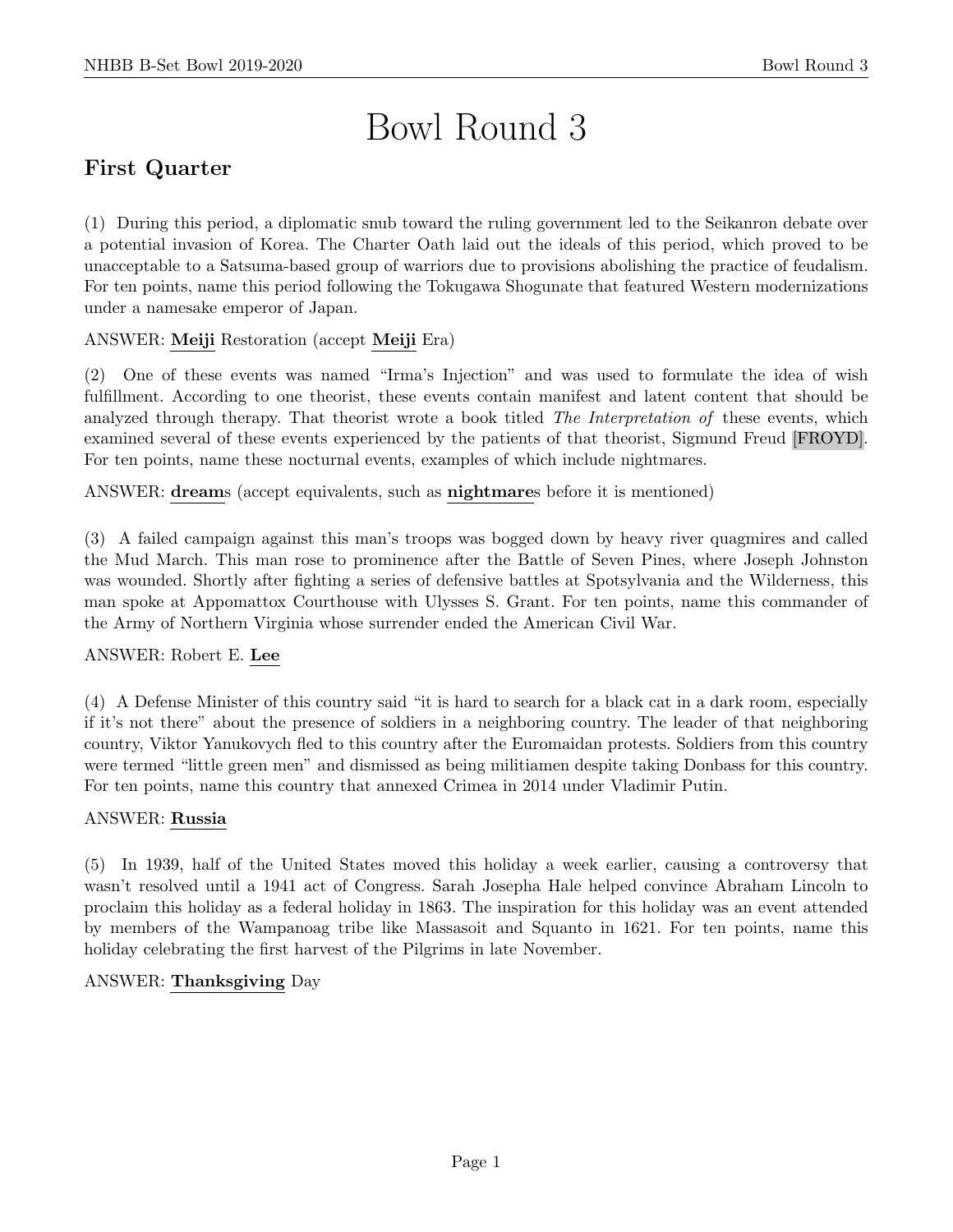# Bowl Round 3

## First Quarter

(1) During this period, a diplomatic snub toward the ruling government led to the Seikanron debate over a potential invasion of Korea. The Charter Oath laid out the ideals of this period, which proved to be unacceptable to a Satsuma-based group of warriors due to provisions abolishing the practice of feudalism. For ten points, name this period following the Tokugawa Shogunate that featured Western modernizations under a namesake emperor of Japan.

ANSWER: **Meiji** Restoration (accept **Meiji** Era)

(2) One of these events was named "Irma's Injection" and was used to formulate the idea of wish fulfillment. According to one theorist, these events contain manifest and latent content that should be analyzed through therapy. That theorist wrote a book titled *The Interpretation of* these events, which examined several of these events experienced by the patients of that theorist, Sigmund Freud [FROYD]. For ten points, name these nocturnal events, examples of which include nightmares.

ANSWER: **dream**s (accept equivalents, such as **nightmare**s before it is mentioned)

(3) A failed campaign against this man's troops was bogged down by heavy river quagmires and called the Mud March. This man rose to prominence after the Battle of Seven Pines, where Joseph Johnston was wounded. Shortly after fighting a series of defensive battles at Spotsylvania and the Wilderness, this man spoke at Appomattox Courthouse with Ulysses S. Grant. For ten points, name this commander of the Army of Northern Virginia whose surrender ended the American Civil War.

ANSWER: Robert E. **Lee**

(4) A Defense Minister of this country said "it is hard to search for a black cat in a dark room, especially if it's not there" about the presence of soldiers in a neighboring country. The leader of that neighboring country, Viktor Yanukovych fled to this country after the Euromaidan protests. Soldiers from this country were termed "little green men" and dismissed as being militiamen despite taking Donbass for this country. For ten points, name this country that annexed Crimea in 2014 under Vladimir Putin.

ANSWER: **Russia**

(5) In 1939, half of the United States moved this holiday a week earlier, causing a controversy that wasn't resolved until a 1941 act of Congress. Sarah Josepha Hale helped convince Abraham Lincoln to proclaim this holiday as a federal holiday in 1863. The inspiration for this holiday was an event attended by members of the Wampanoag tribe like Massasoit and Squanto in 1621. For ten points, name this holiday celebrating the first harvest of the Pilgrims in late November.

ANSWER: **Thanksgiving** Day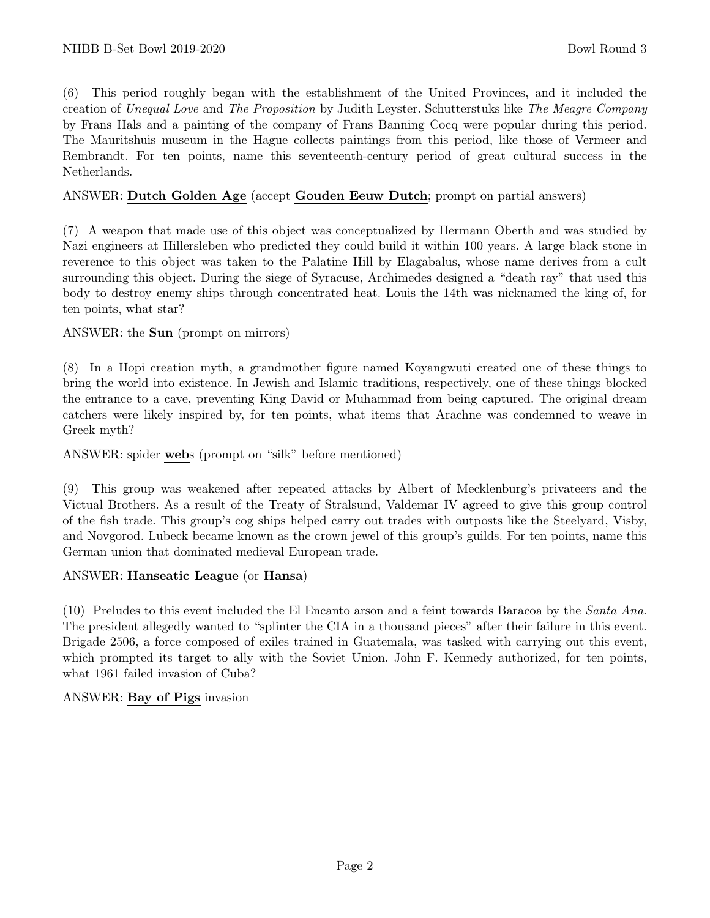(6) This period roughly began with the establishment of the United Provinces, and it included the creation of *Unequal Love* and *The Proposition* by Judith Leyster. Schutterstuks like *The Meagre Company* by Frans Hals and a painting of the company of Frans Banning Cocq were popular during this period. The Mauritshuis museum in the Hague collects paintings from this period, like those of Vermeer and Rembrandt. For ten points, name this seventeenth-century period of great cultural success in the Netherlands.

ANSWER: **Dutch Golden Age** (accept **Gouden Eeuw Dutch**; prompt on partial answers)

(7) A weapon that made use of this object was conceptualized by Hermann Oberth and was studied by Nazi engineers at Hillersleben who predicted they could build it within 100 years. A large black stone in reverence to this object was taken to the Palatine Hill by Elagabalus, whose name derives from a cult surrounding this object. During the siege of Syracuse, Archimedes designed a "death ray" that used this body to destroy enemy ships through concentrated heat. Louis the 14th was nicknamed the king of, for ten points, what star?

ANSWER: the **Sun** (prompt on mirrors)

(8) In a Hopi creation myth, a grandmother figure named Koyangwuti created one of these things to bring the world into existence. In Jewish and Islamic traditions, respectively, one of these things blocked the entrance to a cave, preventing King David or Muhammad from being captured. The original dream catchers were likely inspired by, for ten points, what items that Arachne was condemned to weave in Greek myth?

ANSWER: spider **web**s (prompt on "silk" before mentioned)

(9) This group was weakened after repeated attacks by Albert of Mecklenburg's privateers and the Victual Brothers. As a result of the Treaty of Stralsund, Valdemar IV agreed to give this group control of the fish trade. This group's cog ships helped carry out trades with outposts like the Steelyard, Visby, and Novgorod. Lubeck became known as the crown jewel of this group's guilds. For ten points, name this German union that dominated medieval European trade.

ANSWER: **Hanseatic League** (or **Hansa**)

(10) Preludes to this event included the El Encanto arson and a feint towards Baracoa by the *Santa Ana*. The president allegedly wanted to "splinter the CIA in a thousand pieces" after their failure in this event. Brigade 2506, a force composed of exiles trained in Guatemala, was tasked with carrying out this event, which prompted its target to ally with the Soviet Union. John F. Kennedy authorized, for ten points, what 1961 failed invasion of Cuba?

ANSWER: **Bay of Pigs** invasion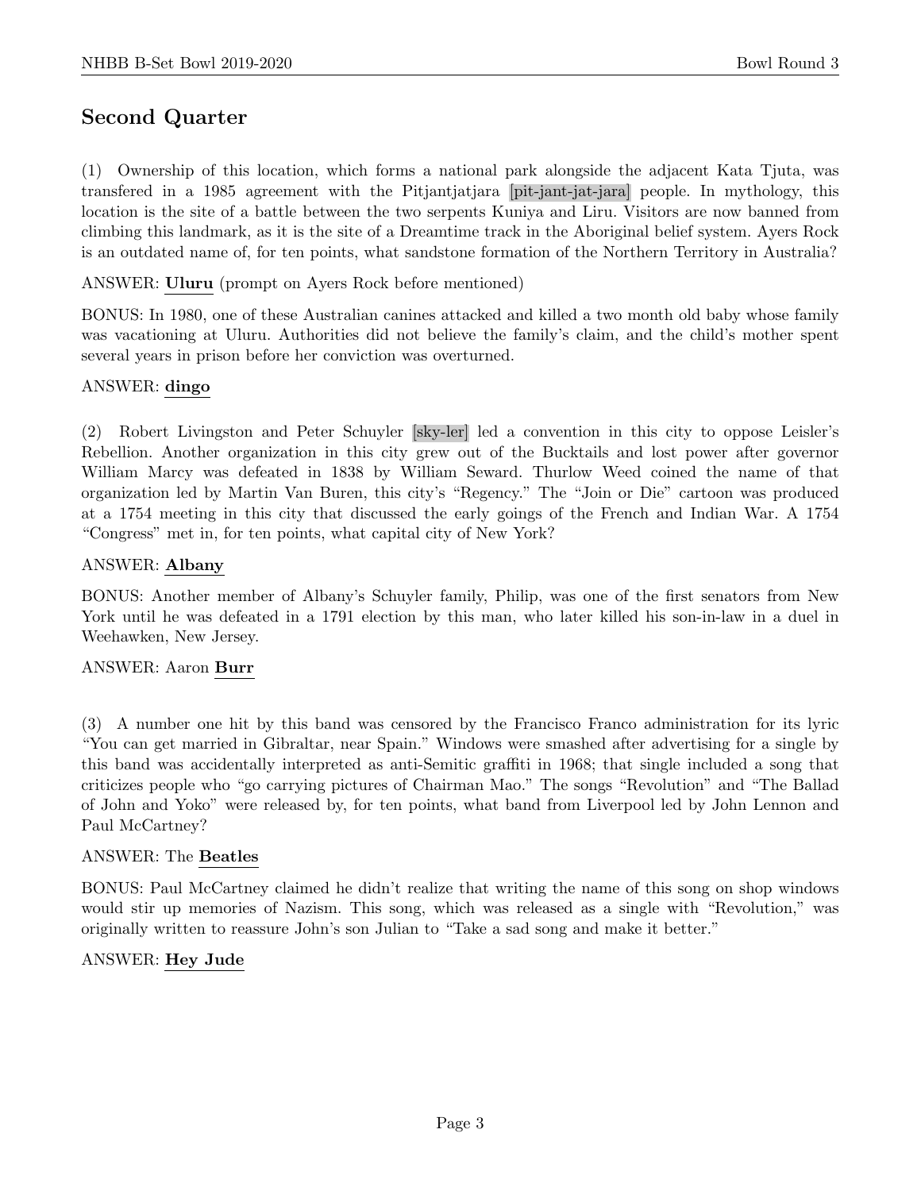## Second Quarter

(1) Ownership of this location, which forms a national park alongside the adjacent Kata Tjuta, was transfered in a 1985 agreement with the Pitjantjatjara [pit-jant-jat-jara] people. In mythology, this location is the site of a battle between the two serpents Kuniya and Liru. Visitors are now banned from climbing this landmark, as it is the site of a Dreamtime track in the Aboriginal belief system. Ayers Rock is an outdated name of, for ten points, what sandstone formation of the Northern Territory in Australia?

ANSWER: **Uluru** (prompt on Ayers Rock before mentioned)

BONUS: In 1980, one of these Australian canines attacked and killed a two month old baby whose family was vacationing at Uluru. Authorities did not believe the family's claim, and the child's mother spent several years in prison before her conviction was overturned.

ANSWER: **dingo**

(2) Robert Livingston and Peter Schuyler [sky-ler] led a convention in this city to oppose Leisler's Rebellion. Another organization in this city grew out of the Bucktails and lost power after governor William Marcy was defeated in 1838 by William Seward. Thurlow Weed coined the name of that organization led by Martin Van Buren, this city's "Regency." The "Join or Die" cartoon was produced at a 1754 meeting in this city that discussed the early goings of the French and Indian War. A 1754 "Congress" met in, for ten points, what capital city of New York?

ANSWER: **Albany**

BONUS: Another member of Albany's Schuyler family, Philip, was one of the first senators from New York until he was defeated in a 1791 election by this man, who later killed his son-in-law in a duel in Weehawken, New Jersey.

ANSWER: Aaron **Burr**

(3) A number one hit by this band was censored by the Francisco Franco administration for its lyric "You can get married in Gibraltar, near Spain." Windows were smashed after advertising for a single by this band was accidentally interpreted as anti-Semitic graffiti in 1968; that single included a song that criticizes people who "go carrying pictures of Chairman Mao." The songs "Revolution" and "The Ballad of John and Yoko" were released by, for ten points, what band from Liverpool led by John Lennon and Paul McCartney?

ANSWER: The **Beatles**

BONUS: Paul McCartney claimed he didn't realize that writing the name of this song on shop windows would stir up memories of Nazism. This song, which was released as a single with "Revolution," was originally written to reassure John's son Julian to "Take a sad song and make it better."

ANSWER: **Hey Jude**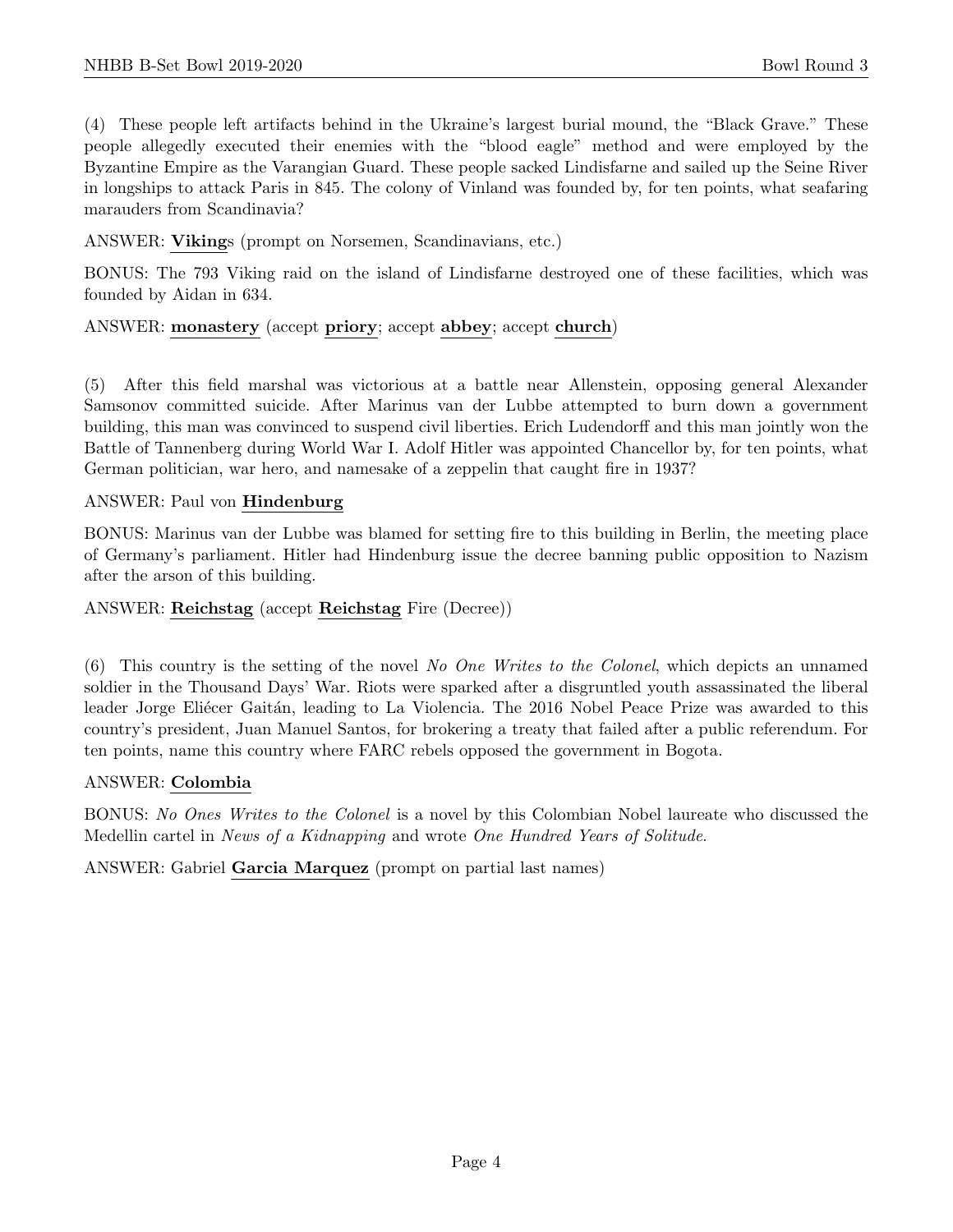(4) These people left artifacts behind in the Ukraine's largest burial mound, the "Black Grave." These people allegedly executed their enemies with the "blood eagle" method and were employed by the Byzantine Empire as the Varangian Guard. These people sacked Lindisfarne and sailed up the Seine River in longships to attack Paris in 845. The colony of Vinland was founded by, for ten points, what seafaring marauders from Scandinavia?

ANSWER: **Viking**s (prompt on Norsemen, Scandinavians, etc.)

BONUS: The 793 Viking raid on the island of Lindisfarne destroyed one of these facilities, which was founded by Aidan in 634.

ANSWER: **monastery** (accept **priory**; accept **abbey**; accept **church**)

(5) After this field marshal was victorious at a battle near Allenstein, opposing general Alexander Samsonov committed suicide. After Marinus van der Lubbe attempted to burn down a government building, this man was convinced to suspend civil liberties. Erich Ludendorff and this man jointly won the Battle of Tannenberg during World War I. Adolf Hitler was appointed Chancellor by, for ten points, what German politician, war hero, and namesake of a zeppelin that caught fire in 1937?

ANSWER: Paul von **Hindenburg**

BONUS: Marinus van der Lubbe was blamed for setting fire to this building in Berlin, the meeting place of Germany's parliament. Hitler had Hindenburg issue the decree banning public opposition to Nazism after the arson of this building.

ANSWER: **Reichstag** (accept **Reichstag** Fire (Decree))

(6) This country is the setting of the novel *No One Writes to the Colonel*, which depicts an unnamed soldier in the Thousand Days' War. Riots were sparked after a disgruntled youth assassinated the liberal leader Jorge Eliécer Gaitán, leading to La Violencia. The 2016 Nobel Peace Prize was awarded to this country's president, Juan Manuel Santos, for brokering a treaty that failed after a public referendum. For ten points, name this country where FARC rebels opposed the government in Bogota.

ANSWER: **Colombia**

BONUS: *No Ones Writes to the Colonel* is a novel by this Colombian Nobel laureate who discussed the Medellin cartel in *News of a Kidnapping* and wrote *One Hundred Years of Solitude*.

ANSWER: Gabriel **Garcia Marquez** (prompt on partial last names)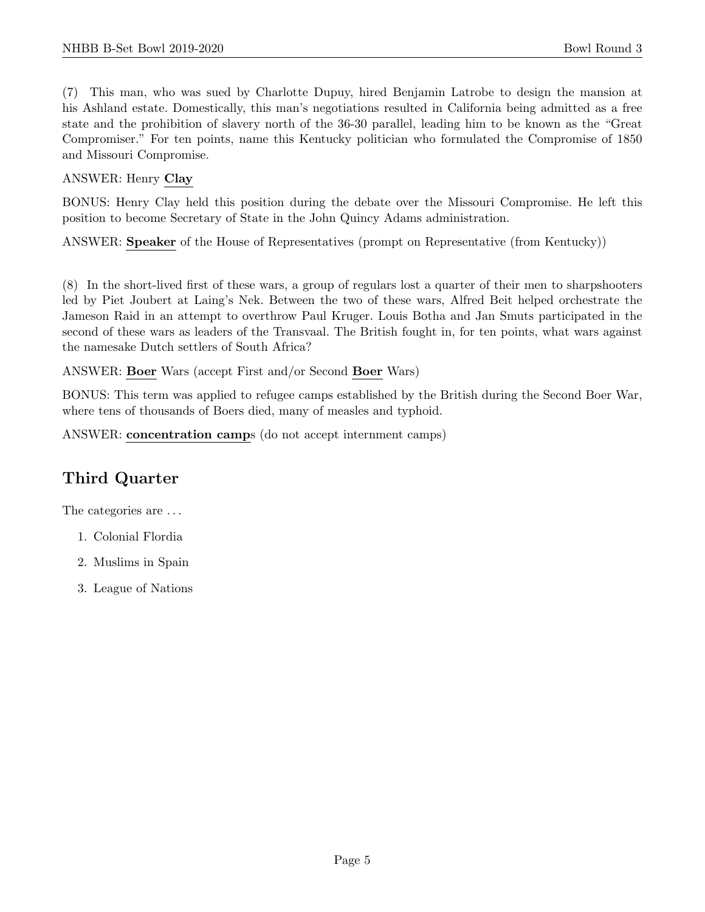(7) This man, who was sued by Charlotte Dupuy, hired Benjamin Latrobe to design the mansion at his Ashland estate. Domestically, this man's negotiations resulted in California being admitted as a free state and the prohibition of slavery north of the 36-30 parallel, leading him to be known as the "Great Compromiser." For ten points, name this Kentucky politician who formulated the Compromise of 1850 and Missouri Compromise.

ANSWER: Henry **Clay**

BONUS: Henry Clay held this position during the debate over the Missouri Compromise. He left this position to become Secretary of State in the John Quincy Adams administration.

ANSWER: **Speaker** of the House of Representatives (prompt on Representative (from Kentucky))

(8) In the short-lived first of these wars, a group of regulars lost a quarter of their men to sharpshooters led by Piet Joubert at Laing's Nek. Between the two of these wars, Alfred Beit helped orchestrate the Jameson Raid in an attempt to overthrow Paul Kruger. Louis Botha and Jan Smuts participated in the second of these wars as leaders of the Transvaal. The British fought in, for ten points, what wars against the namesake Dutch settlers of South Africa?

ANSWER: **Boer** Wars (accept First and/or Second **Boer** Wars)

BONUS: This term was applied to refugee camps established by the British during the Second Boer War, where tens of thousands of Boers died, many of measles and typhoid.

ANSWER: **concentration camp**s (do not accept internment camps)

## Third Quarter

The categories are . . .

1. Colonial Flordia
2. Muslims in Spain
3. League of Nations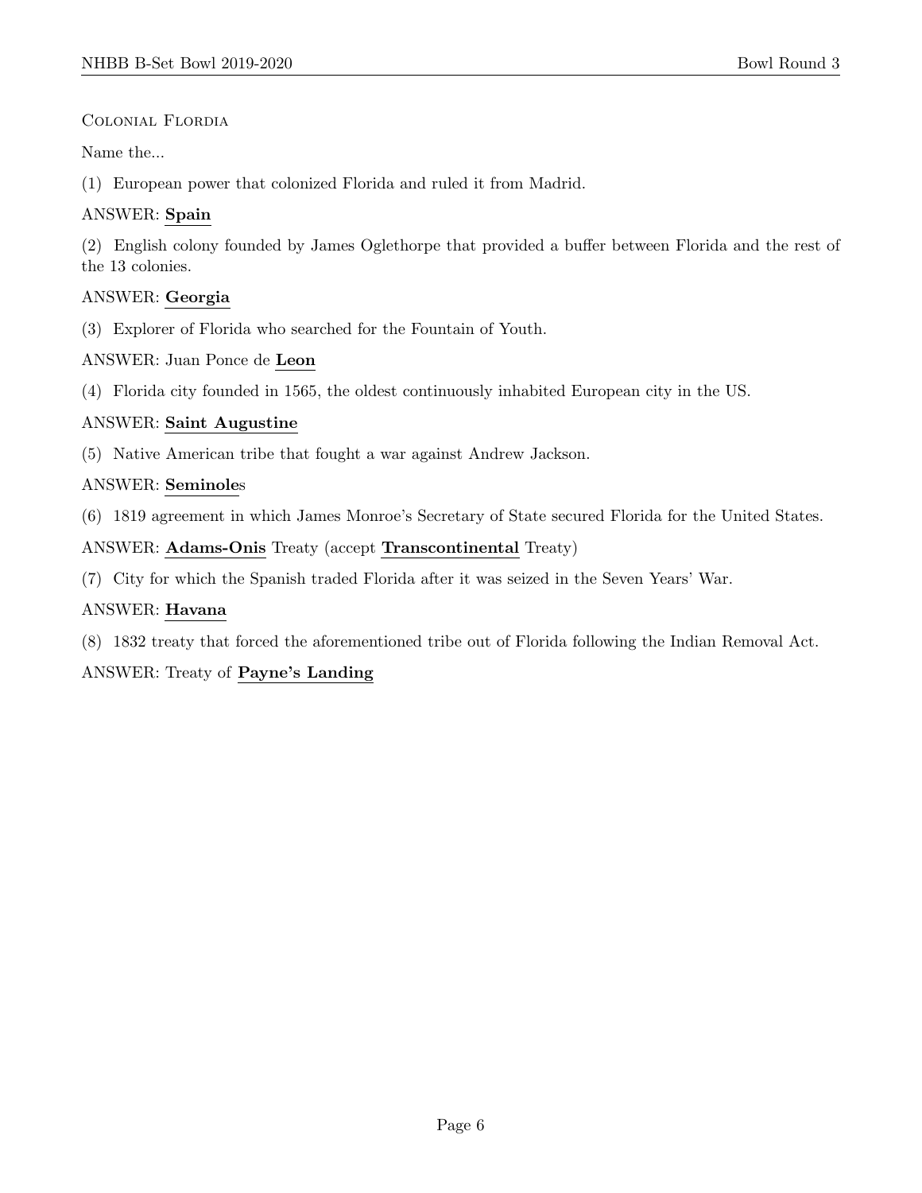COLONIAL FLORDIA

Name the...

(1) European power that colonized Florida and ruled it from Madrid.

ANSWER: **Spain**

(2) English colony founded by James Oglethorpe that provided a buffer between Florida and the rest of the 13 colonies.

ANSWER: **Georgia**

(3) Explorer of Florida who searched for the Fountain of Youth.

ANSWER: Juan Ponce de **Leon**

(4) Florida city founded in 1565, the oldest continuously inhabited European city in the US.

ANSWER: **Saint Augustine**

(5) Native American tribe that fought a war against Andrew Jackson.

ANSWER: **Seminole**s

(6) 1819 agreement in which James Monroe's Secretary of State secured Florida for the United States.

ANSWER: **Adams-Onis** Treaty (accept **Transcontinental** Treaty)

(7) City for which the Spanish traded Florida after it was seized in the Seven Years' War.

ANSWER: **Havana**

(8) 1832 treaty that forced the aforementioned tribe out of Florida following the Indian Removal Act.

ANSWER: Treaty of **Payne's Landing**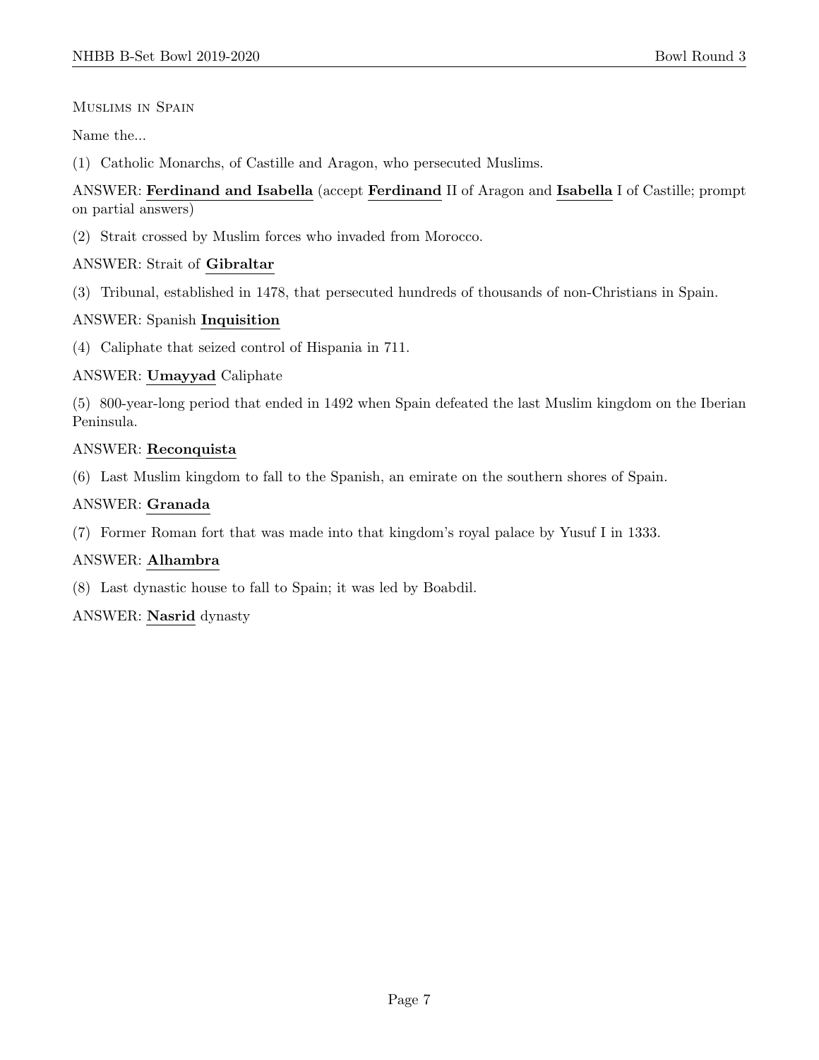## Muslims in Spain

Name the...

(1) Catholic Monarchs, of Castille and Aragon, who persecuted Muslims.

ANSWER: **Ferdinand and Isabella** (accept **Ferdinand** II of Aragon and **Isabella** I of Castille; prompt on partial answers)

(2) Strait crossed by Muslim forces who invaded from Morocco.

ANSWER: Strait of **Gibraltar**

(3) Tribunal, established in 1478, that persecuted hundreds of thousands of non-Christians in Spain.

ANSWER: Spanish **Inquisition**

(4) Caliphate that seized control of Hispania in 711.

ANSWER: **Umayyad** Caliphate

(5) 800-year-long period that ended in 1492 when Spain defeated the last Muslim kingdom on the Iberian Peninsula.

ANSWER: **Reconquista**

(6) Last Muslim kingdom to fall to the Spanish, an emirate on the southern shores of Spain.

ANSWER: **Granada**

(7) Former Roman fort that was made into that kingdom's royal palace by Yusuf I in 1333.

ANSWER: **Alhambra**

(8) Last dynastic house to fall to Spain; it was led by Boabdil.

ANSWER: **Nasrid** dynasty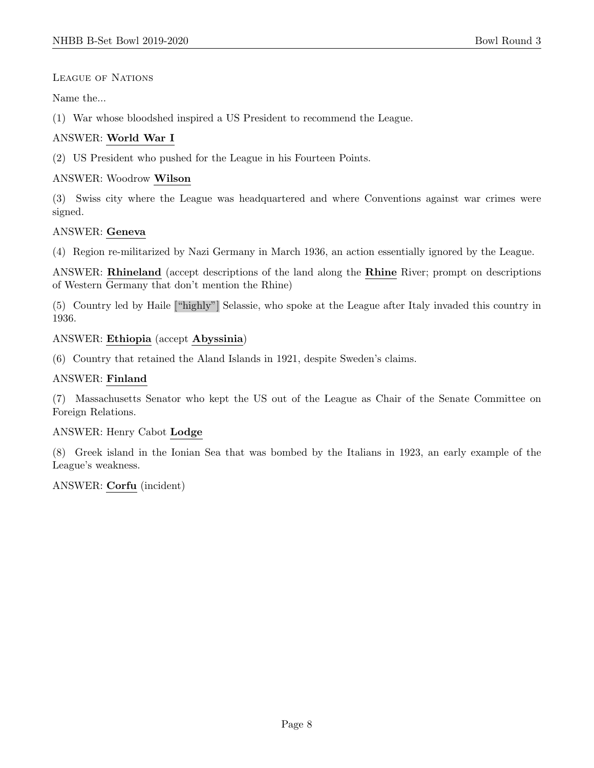League of Nations

Name the...

(1) War whose bloodshed inspired a US President to recommend the League.

ANSWER: **World War I**

(2) US President who pushed for the League in his Fourteen Points.

ANSWER: Woodrow **Wilson**

(3) Swiss city where the League was headquartered and where Conventions against war crimes were signed.

ANSWER: **Geneva**

(4) Region re-militarized by Nazi Germany in March 1936, an action essentially ignored by the League.

ANSWER: **Rhineland** (accept descriptions of the land along the **Rhine** River; prompt on descriptions of Western Germany that don't mention the Rhine)

(5) Country led by Haile ["highly"] Selassie, who spoke at the League after Italy invaded this country in 1936.

ANSWER: **Ethiopia** (accept **Abyssinia**)

(6) Country that retained the Aland Islands in 1921, despite Sweden's claims.

ANSWER: **Finland**

(7) Massachusetts Senator who kept the US out of the League as Chair of the Senate Committee on Foreign Relations.

ANSWER: Henry Cabot **Lodge**

(8) Greek island in the Ionian Sea that was bombed by the Italians in 1923, an early example of the League's weakness.

ANSWER: **Corfu** (incident)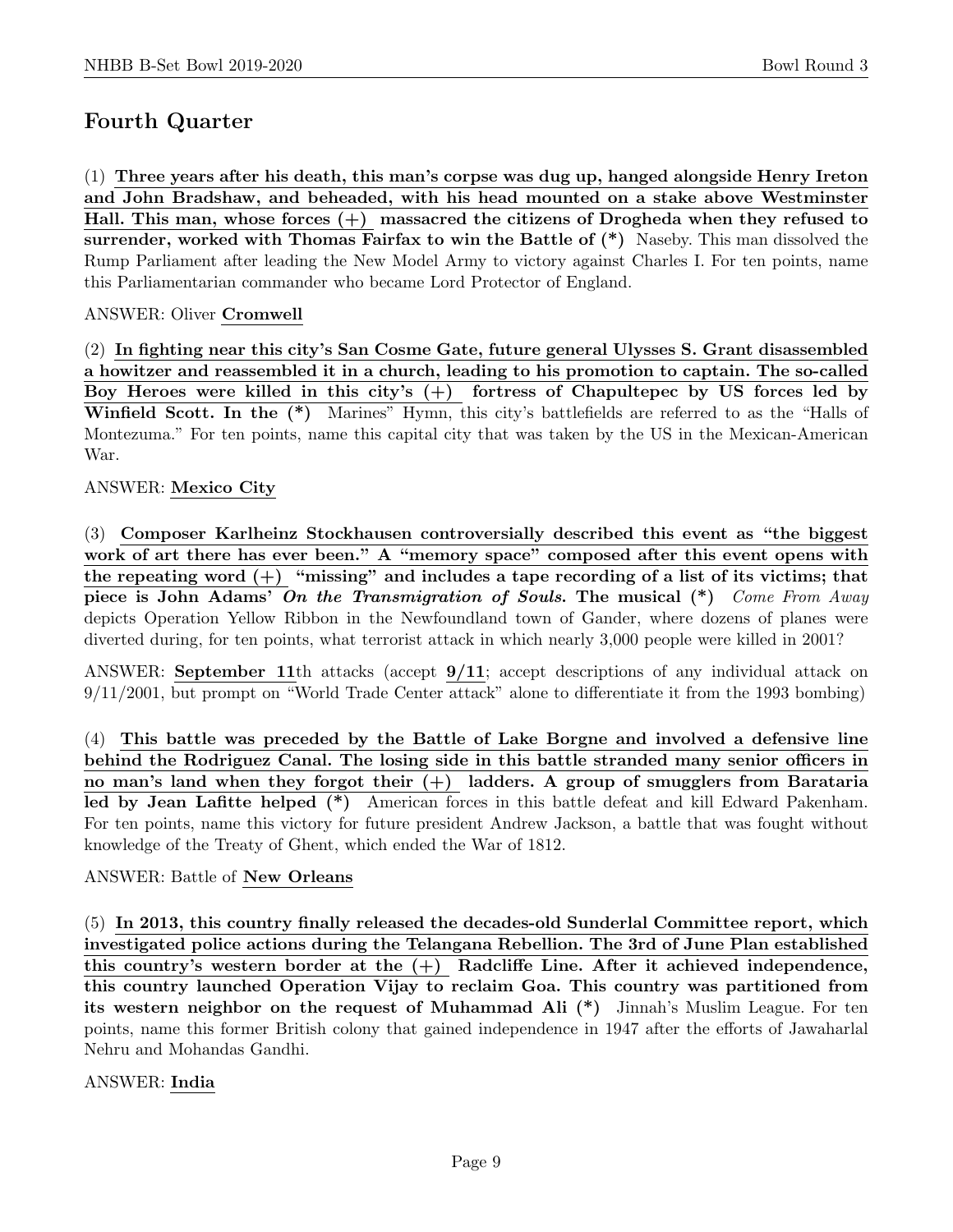## Fourth Quarter

(1) **Three years after his death, this man's corpse was dug up, hanged alongside Henry Ireton and John Bradshaw, and beheaded, with his head mounted on a stake above Westminster Hall. This man, whose forces (+) massacred the citizens of Drogheda when they refused to surrender, worked with Thomas Fairfax to win the Battle of (*)** Naseby. This man dissolved the Rump Parliament after leading the New Model Army to victory against Charles I. For ten points, name this Parliamentarian commander who became Lord Protector of England.

ANSWER: Oliver **Cromwell**

(2) **In fighting near this city's San Cosme Gate, future general Ulysses S. Grant disassembled a howitzer and reassembled it in a church, leading to his promotion to captain. The so-called Boy Heroes were killed in this city's (+) fortress of Chapultepec by US forces led by Winfield Scott. In the (*)** Marines" Hymn, this city's battlefields are referred to as the "Halls of Montezuma." For ten points, name this capital city that was taken by the US in the Mexican-American War.

ANSWER: **Mexico City**

(3) **Composer Karlheinz Stockhausen controversially described this event as "the biggest work of art there has ever been." A "memory space" composed after this event opens with the repeating word (+) "missing" and includes a tape recording of a list of its victims; that piece is John Adams' *On the Transmigration of Souls*. The musical (*)** *Come From Away* depicts Operation Yellow Ribbon in the Newfoundland town of Gander, where dozens of planes were diverted during, for ten points, what terrorist attack in which nearly 3,000 people were killed in 2001?

ANSWER: **September 11**th attacks (accept **9/11**; accept descriptions of any individual attack on 9/11/2001, but prompt on "World Trade Center attack" alone to differentiate it from the 1993 bombing)

(4) **This battle was preceded by the Battle of Lake Borgne and involved a defensive line behind the Rodriguez Canal. The losing side in this battle stranded many senior officers in no man's land when they forgot their (+) ladders. A group of smugglers from Barataria led by Jean Lafitte helped (*)** American forces in this battle defeat and kill Edward Pakenham. For ten points, name this victory for future president Andrew Jackson, a battle that was fought without knowledge of the Treaty of Ghent, which ended the War of 1812.

ANSWER: Battle of **New Orleans**

(5) **In 2013, this country finally released the decades-old Sunderlal Committee report, which investigated police actions during the Telangana Rebellion. The 3rd of June Plan established this country's western border at the (+) Radcliffe Line. After it achieved independence, this country launched Operation Vijay to reclaim Goa. This country was partitioned from its western neighbor on the request of Muhammad Ali (*)** Jinnah's Muslim League. For ten points, name this former British colony that gained independence in 1947 after the efforts of Jawaharlal Nehru and Mohandas Gandhi.

ANSWER: **India**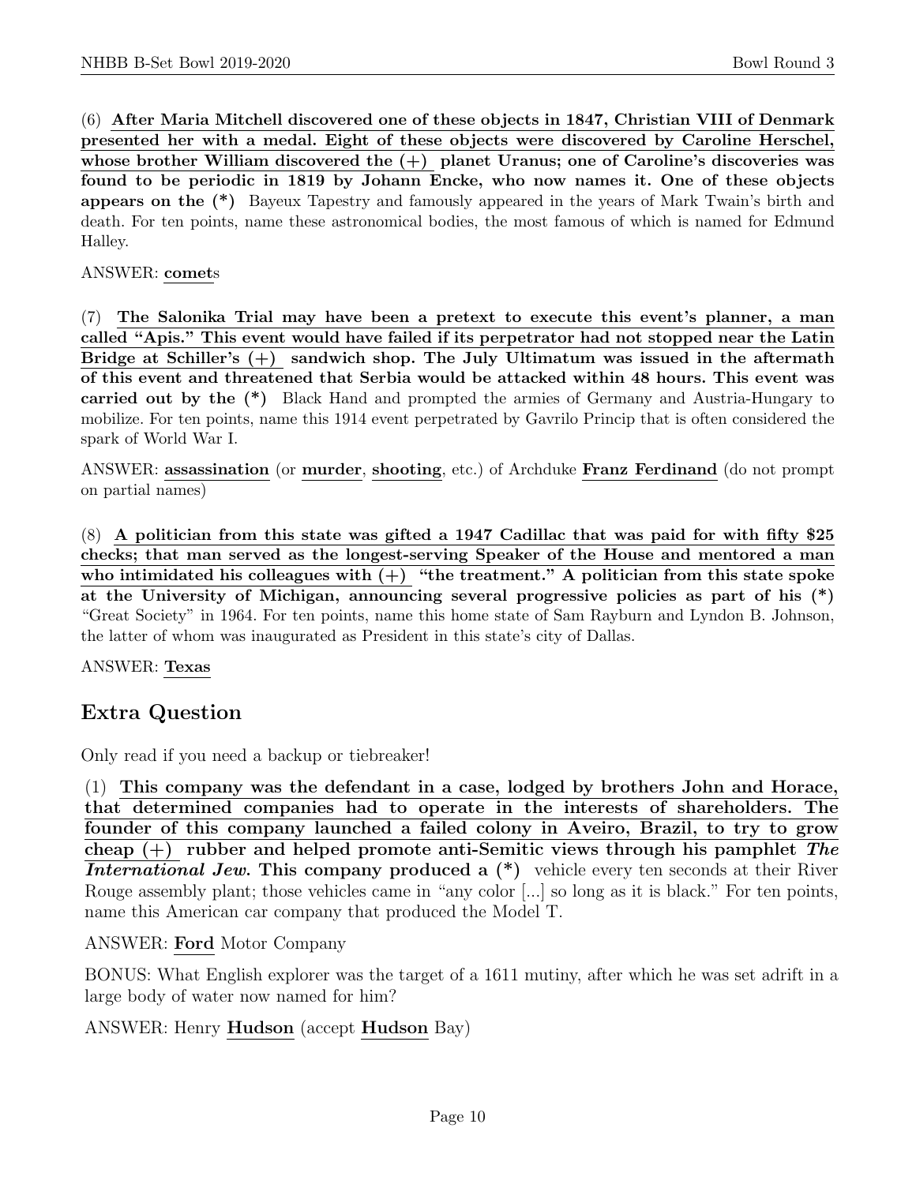(6) **After Maria Mitchell discovered one of these objects in 1847, Christian VIII of Denmark presented her with a medal. Eight of these objects were discovered by Caroline Herschel, whose brother William discovered the (+) planet Uranus; one of Caroline's discoveries was found to be periodic in 1819 by Johann Encke, who now names it. One of these objects appears on the (*)** Bayeux Tapestry and famously appeared in the years of Mark Twain's birth and death. For ten points, name these astronomical bodies, the most famous of which is named for Edmund Halley.

ANSWER: **comet**s

(7) **The Salonika Trial may have been a pretext to execute this event's planner, a man called "Apis." This event would have failed if its perpetrator had not stopped near the Latin Bridge at Schiller's (+) sandwich shop. The July Ultimatum was issued in the aftermath of this event and threatened that Serbia would be attacked within 48 hours. This event was carried out by the (*)** Black Hand and prompted the armies of Germany and Austria-Hungary to mobilize. For ten points, name this 1914 event perpetrated by Gavrilo Princip that is often considered the spark of World War I.

ANSWER: **assassination** (or **murder**, **shooting**, etc.) of Archduke **Franz Ferdinand** (do not prompt on partial names)

(8) **A politician from this state was gifted a 1947 Cadillac that was paid for with fifty $25 checks; that man served as the longest-serving Speaker of the House and mentored a man who intimidated his colleagues with (+) "the treatment." A politician from this state spoke at the University of Michigan, announcing several progressive policies as part of his (*)** "Great Society" in 1964. For ten points, name this home state of Sam Rayburn and Lyndon B. Johnson, the latter of whom was inaugurated as President in this state's city of Dallas.

ANSWER: **Texas**

## Extra Question

Only read if you need a backup or tiebreaker!

(1) **This company was the defendant in a case, lodged by brothers John and Horace, that determined companies had to operate in the interests of shareholders. The founder of this company launched a failed colony in Aveiro, Brazil, to try to grow cheap (+) rubber and helped promote anti-Semitic views through his pamphlet *The International Jew*. This company produced a (*)** vehicle every ten seconds at their River Rouge assembly plant; those vehicles came in "any color [...] so long as it is black." For ten points, name this American car company that produced the Model T.

ANSWER: **Ford** Motor Company

BONUS: What English explorer was the target of a 1611 mutiny, after which he was set adrift in a large body of water now named for him?

ANSWER: Henry **Hudson** (accept **Hudson** Bay)